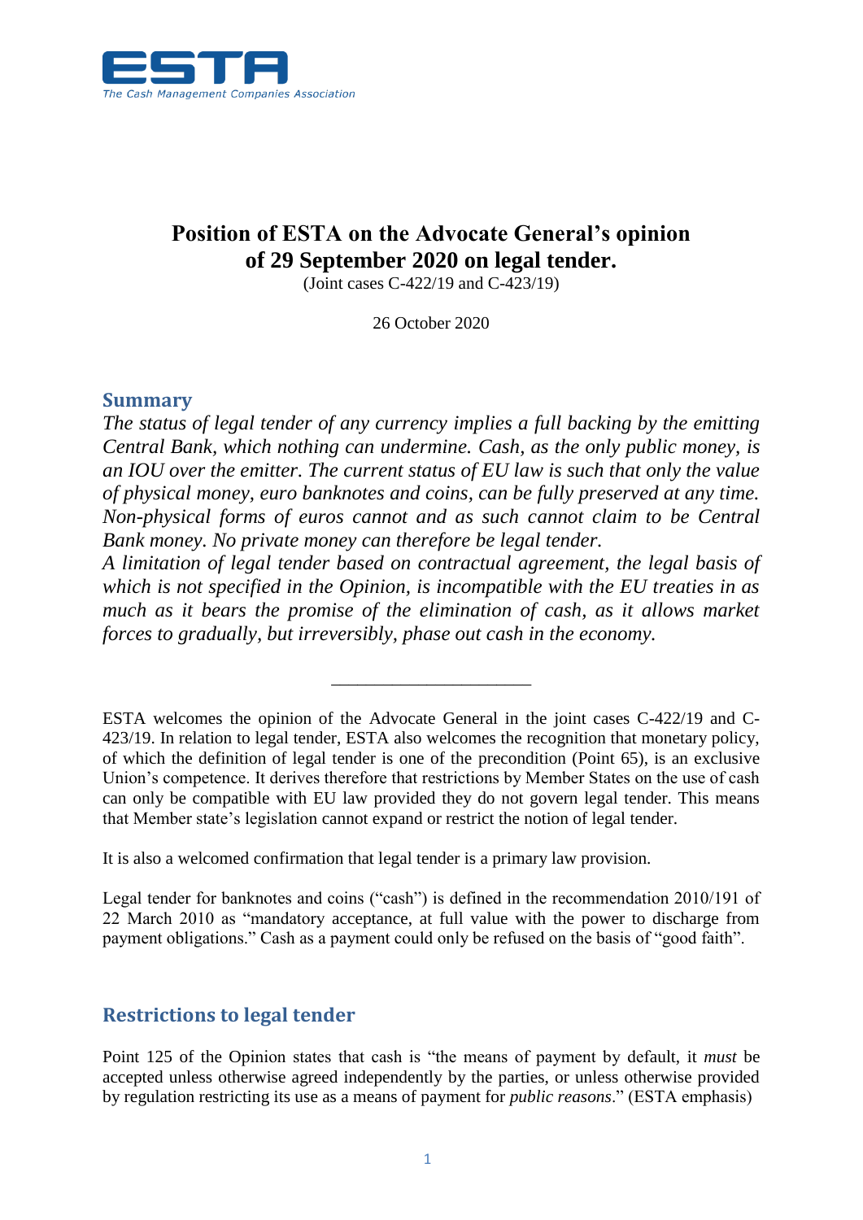ESTA

The Cash Management Companies Association

# Position of ESTA on the Advocate General's opinion of 29 September 2020 on legal tender.

(Joint cases C-422/19 and C-423/19)

26 October 2020

## Summary

*The status of legal tender of any currency implies a full backing by the emitting Central Bank, which nothing can undermine. Cash, as the only public money, is an IOU over the emitter. The current status of EU law is such that only the value of physical money, euro banknotes and coins, can be fully preserved at any time. Non-physical forms of euros cannot and as such cannot claim to be Central Bank money. No private money can therefore be legal tender.*

*A limitation of legal tender based on contractual agreement, the legal basis of which is not specified in the Opinion, is incompatible with the EU treaties in as much as it bears the promise of the elimination of cash, as it allows market forces to gradually, but irreversibly, phase out cash in the economy.*

---

ESTA welcomes the opinion of the Advocate General in the joint cases C-422/19 and C-423/19. In relation to legal tender, ESTA also welcomes the recognition that monetary policy, of which the definition of legal tender is one of the precondition (Point 65), is an exclusive Union's competence. It derives therefore that restrictions by Member States on the use of cash can only be compatible with EU law provided they do not govern legal tender. This means that Member state's legislation cannot expand or restrict the notion of legal tender.

It is also a welcomed confirmation that legal tender is a primary law provision.

Legal tender for banknotes and coins ("cash") is defined in the recommendation 2010/191 of 22 March 2010 as "mandatory acceptance, at full value with the power to discharge from payment obligations." Cash as a payment could only be refused on the basis of "good faith".

## Restrictions to legal tender

Point 125 of the Opinion states that cash is "the means of payment by default, it *must* be accepted unless otherwise agreed independently by the parties, or unless otherwise provided by regulation restricting its use as a means of payment for *public reasons*." (ESTA emphasis)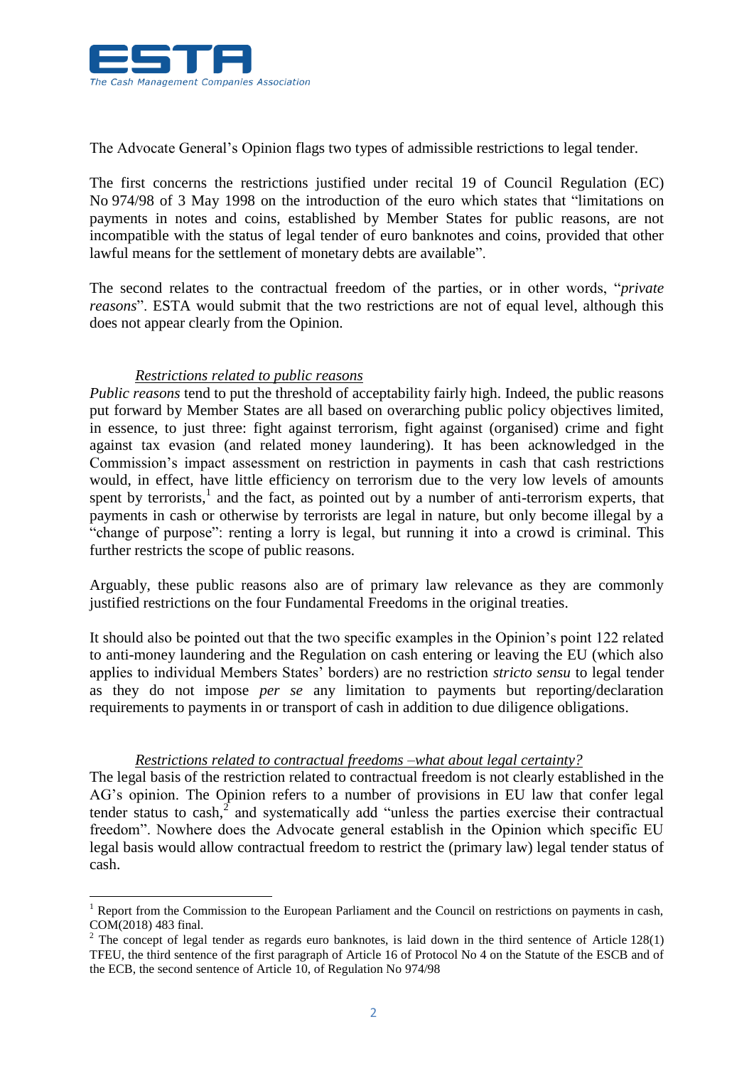The Advocate General's Opinion flags two types of admissible restrictions to legal tender.

The first concerns the restrictions justified under recital 19 of Council Regulation (EC) No 974/98 of 3 May 1998 on the introduction of the euro which states that "limitations on payments in notes and coins, established by Member States for public reasons, are not incompatible with the status of legal tender of euro banknotes and coins, provided that other lawful means for the settlement of monetary debts are available".

The second relates to the contractual freedom of the parties, or in other words, "*private reasons*". ESTA would submit that the two restrictions are not of equal level, although this does not appear clearly from the Opinion.

*Restrictions related to public reasons*

*Public reasons* tend to put the threshold of acceptability fairly high. Indeed, the public reasons put forward by Member States are all based on overarching public policy objectives limited, in essence, to just three: fight against terrorism, fight against (organised) crime and fight against tax evasion (and related money laundering). It has been acknowledged in the Commission's impact assessment on restriction in payments in cash that cash restrictions would, in effect, have little efficiency on terrorism due to the very low levels of amounts spent by terrorists,[1] and the fact, as pointed out by a number of anti-terrorism experts, that payments in cash or otherwise by terrorists are legal in nature, but only become illegal by a "change of purpose": renting a lorry is legal, but running it into a crowd is criminal. This further restricts the scope of public reasons.

Arguably, these public reasons also are of primary law relevance as they are commonly justified restrictions on the four Fundamental Freedoms in the original treaties.

It should also be pointed out that the two specific examples in the Opinion's point 122 related to anti-money laundering and the Regulation on cash entering or leaving the EU (which also applies to individual Members States' borders) are no restriction *stricto sensu* to legal tender as they do not impose *per se* any limitation to payments but reporting/declaration requirements to payments in or transport of cash in addition to due diligence obligations.

*Restrictions related to contractual freedoms –what about legal certainty?*

The legal basis of the restriction related to contractual freedom is not clearly established in the AG's opinion. The Opinion refers to a number of provisions in EU law that confer legal tender status to cash,[2] and systematically add "unless the parties exercise their contractual freedom". Nowhere does the Advocate general establish in the Opinion which specific EU legal basis would allow contractual freedom to restrict the (primary law) legal tender status of cash.

---

[1] Report from the Commission to the European Parliament and the Council on restrictions on payments in cash, COM(2018) 483 final.

[2] The concept of legal tender as regards euro banknotes, is laid down in the third sentence of Article 128(1) TFEU, the third sentence of the first paragraph of Article 16 of Protocol No 4 on the Statute of the ESCB and of the ECB, the second sentence of Article 10, of Regulation No 974/98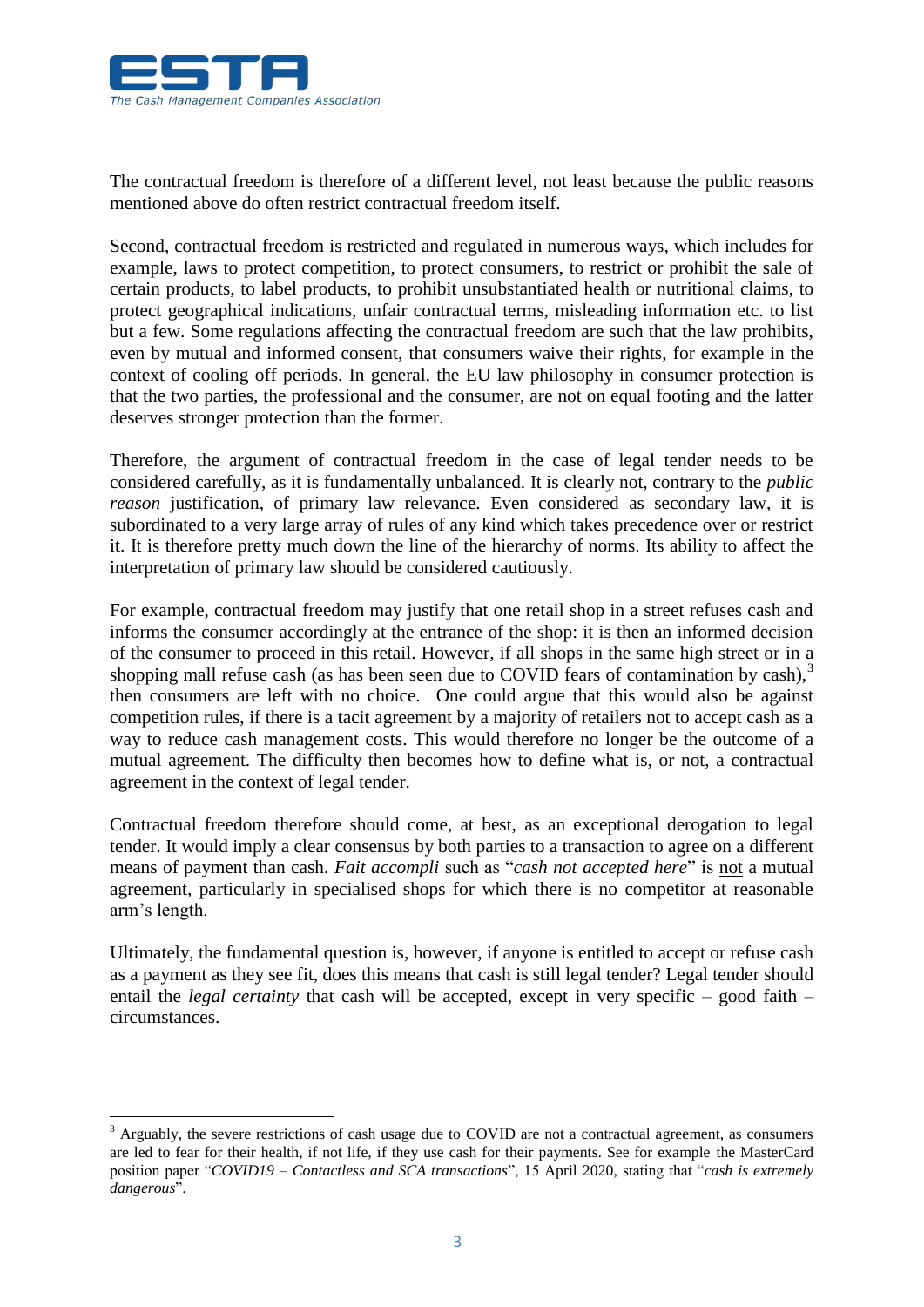The contractual freedom is therefore of a different level, not least because the public reasons mentioned above do often restrict contractual freedom itself.

Second, contractual freedom is restricted and regulated in numerous ways, which includes for example, laws to protect competition, to protect consumers, to restrict or prohibit the sale of certain products, to label products, to prohibit unsubstantiated health or nutritional claims, to protect geographical indications, unfair contractual terms, misleading information etc. to list but a few. Some regulations affecting the contractual freedom are such that the law prohibits, even by mutual and informed consent, that consumers waive their rights, for example in the context of cooling off periods. In general, the EU law philosophy in consumer protection is that the two parties, the professional and the consumer, are not on equal footing and the latter deserves stronger protection than the former.

Therefore, the argument of contractual freedom in the case of legal tender needs to be considered carefully, as it is fundamentally unbalanced. It is clearly not, contrary to the *public reason* justification, of primary law relevance. Even considered as secondary law, it is subordinated to a very large array of rules of any kind which takes precedence over or restrict it. It is therefore pretty much down the line of the hierarchy of norms. Its ability to affect the interpretation of primary law should be considered cautiously.

For example, contractual freedom may justify that one retail shop in a street refuses cash and informs the consumer accordingly at the entrance of the shop: it is then an informed decision of the consumer to proceed in this retail. However, if all shops in the same high street or in a shopping mall refuse cash (as has been seen due to COVID fears of contamination by cash),[3] then consumers are left with no choice. One could argue that this would also be against competition rules, if there is a tacit agreement by a majority of retailers not to accept cash as a way to reduce cash management costs. This would therefore no longer be the outcome of a mutual agreement. The difficulty then becomes how to define what is, or not, a contractual agreement in the context of legal tender.

Contractual freedom therefore should come, at best, as an exceptional derogation to legal tender. It would imply a clear consensus by both parties to a transaction to agree on a different means of payment than cash. *Fait accompli* such as "*cash not accepted here*" is <u>not</u> a mutual agreement, particularly in specialised shops for which there is no competitor at reasonable arm's length.

Ultimately, the fundamental question is, however, if anyone is entitled to accept or refuse cash as a payment as they see fit, does this means that cash is still legal tender? Legal tender should entail the *legal certainty* that cash will be accepted, except in very specific – good faith – circumstances.

---

[3] Arguably, the severe restrictions of cash usage due to COVID are not a contractual agreement, as consumers are led to fear for their health, if not life, if they use cash for their payments. See for example the MasterCard position paper "*COVID19 – Contactless and SCA transactions*", 15 April 2020, stating that "*cash is extremely dangerous*".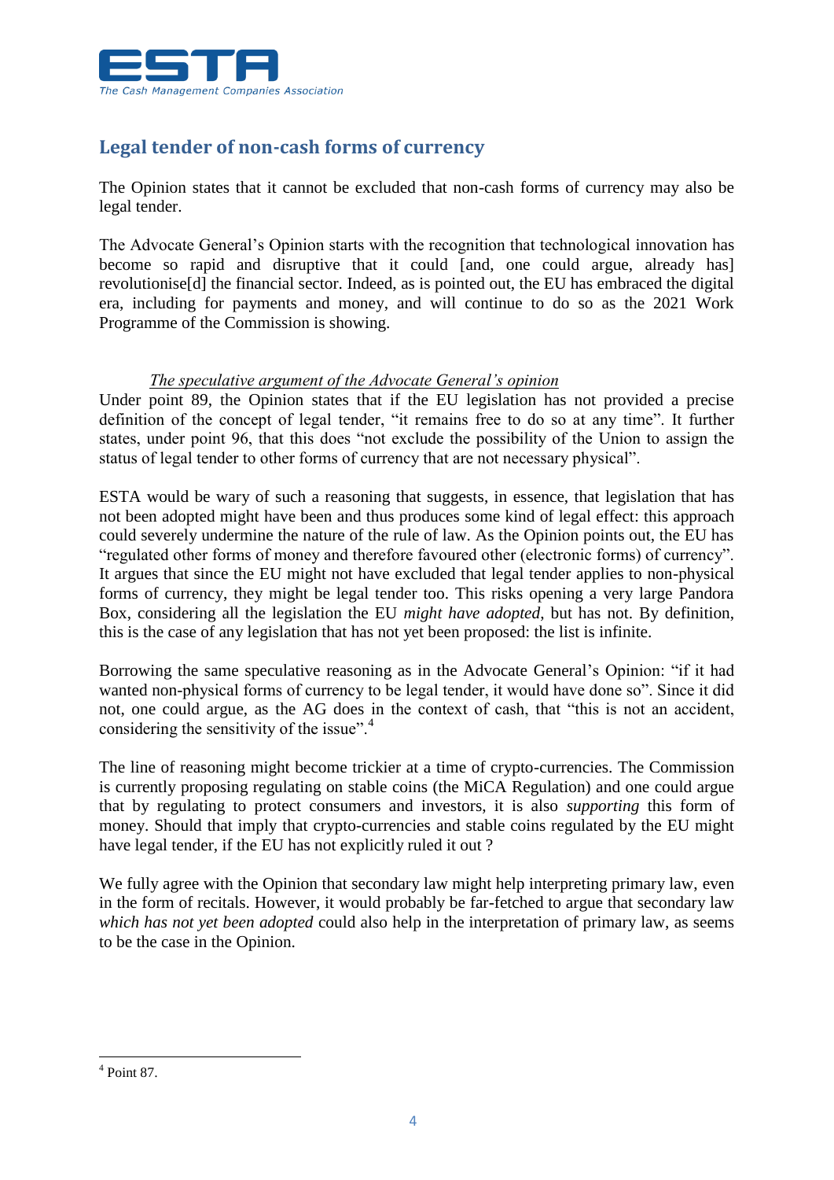## Legal tender of non-cash forms of currency

The Opinion states that it cannot be excluded that non-cash forms of currency may also be legal tender.

The Advocate General's Opinion starts with the recognition that technological innovation has become so rapid and disruptive that it could [and, one could argue, already has] revolutionise[d] the financial sector. Indeed, as is pointed out, the EU has embraced the digital era, including for payments and money, and will continue to do so as the 2021 Work Programme of the Commission is showing.

*The speculative argument of the Advocate General's opinion*

Under point 89, the Opinion states that if the EU legislation has not provided a precise definition of the concept of legal tender, "it remains free to do so at any time". It further states, under point 96, that this does "not exclude the possibility of the Union to assign the status of legal tender to other forms of currency that are not necessary physical".

ESTA would be wary of such a reasoning that suggests, in essence, that legislation that has not been adopted might have been and thus produces some kind of legal effect: this approach could severely undermine the nature of the rule of law. As the Opinion points out, the EU has "regulated other forms of money and therefore favoured other (electronic forms) of currency". It argues that since the EU might not have excluded that legal tender applies to non-physical forms of currency, they might be legal tender too. This risks opening a very large Pandora Box, considering all the legislation the EU *might have adopted*, but has not. By definition, this is the case of any legislation that has not yet been proposed: the list is infinite.

Borrowing the same speculative reasoning as in the Advocate General's Opinion: "if it had wanted non-physical forms of currency to be legal tender, it would have done so". Since it did not, one could argue, as the AG does in the context of cash, that "this is not an accident, considering the sensitivity of the issue".[4]

The line of reasoning might become trickier at a time of crypto-currencies. The Commission is currently proposing regulating on stable coins (the MiCA Regulation) and one could argue that by regulating to protect consumers and investors, it is also *supporting* this form of money. Should that imply that crypto-currencies and stable coins regulated by the EU might have legal tender, if the EU has not explicitly ruled it out ?

We fully agree with the Opinion that secondary law might help interpreting primary law, even in the form of recitals. However, it would probably be far-fetched to argue that secondary law *which has not yet been adopted* could also help in the interpretation of primary law, as seems to be the case in the Opinion.

---

[4] Point 87.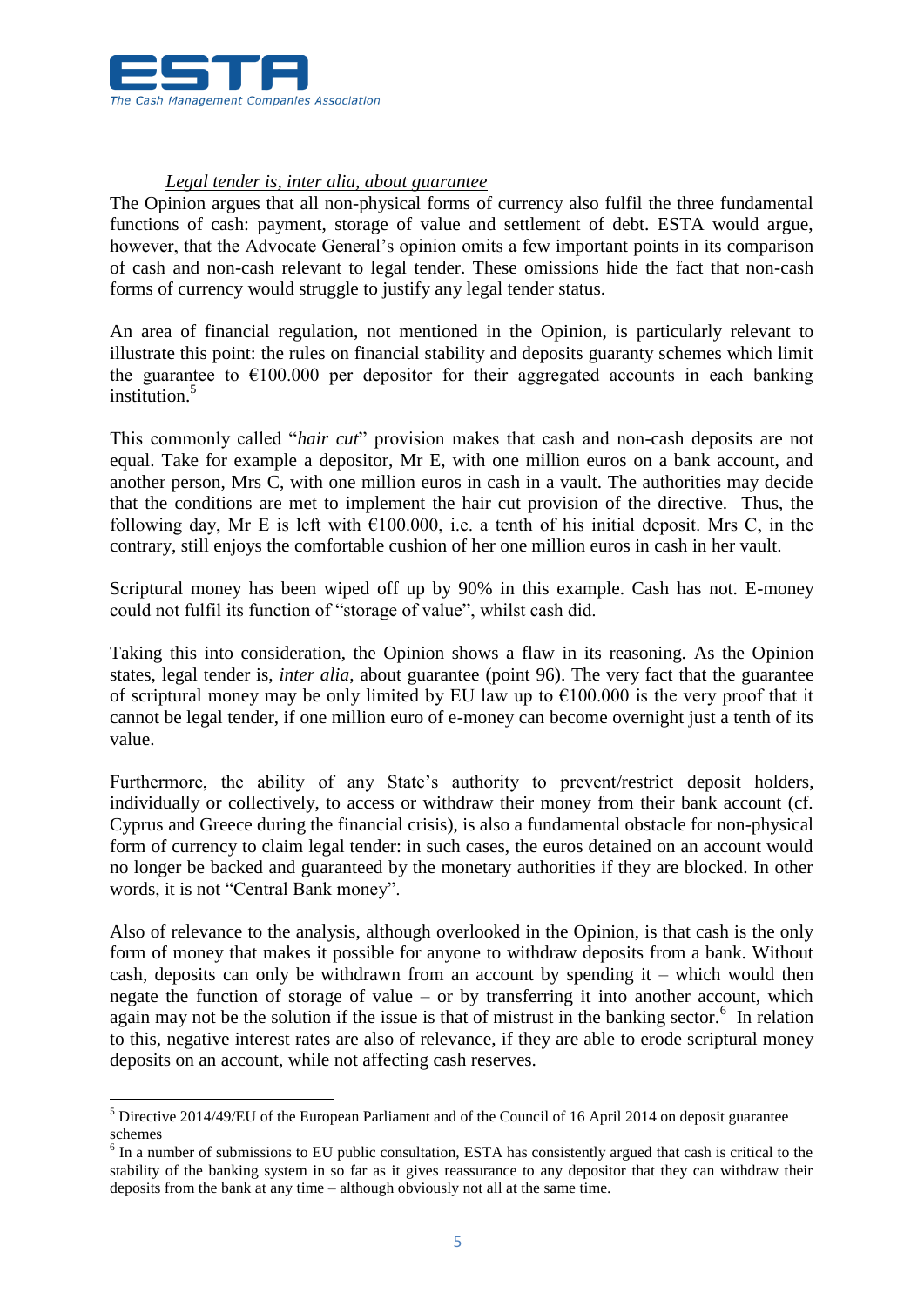*Legal tender is, inter alia, about guarantee*

The Opinion argues that all non-physical forms of currency also fulfil the three fundamental functions of cash: payment, storage of value and settlement of debt. ESTA would argue, however, that the Advocate General's opinion omits a few important points in its comparison of cash and non-cash relevant to legal tender. These omissions hide the fact that non-cash forms of currency would struggle to justify any legal tender status.

An area of financial regulation, not mentioned in the Opinion, is particularly relevant to illustrate this point: the rules on financial stability and deposits guaranty schemes which limit the guarantee to €100.000 per depositor for their aggregated accounts in each banking institution.[5]

This commonly called "*hair cut*" provision makes that cash and non-cash deposits are not equal. Take for example a depositor, Mr E, with one million euros on a bank account, and another person, Mrs C, with one million euros in cash in a vault. The authorities may decide that the conditions are met to implement the hair cut provision of the directive. Thus, the following day, Mr E is left with €100.000, i.e. a tenth of his initial deposit. Mrs C, in the contrary, still enjoys the comfortable cushion of her one million euros in cash in her vault.

Scriptural money has been wiped off up by 90% in this example. Cash has not. E-money could not fulfil its function of "storage of value", whilst cash did.

Taking this into consideration, the Opinion shows a flaw in its reasoning. As the Opinion states, legal tender is, *inter alia*, about guarantee (point 96). The very fact that the guarantee of scriptural money may be only limited by EU law up to €100.000 is the very proof that it cannot be legal tender, if one million euro of e-money can become overnight just a tenth of its value.

Furthermore, the ability of any State's authority to prevent/restrict deposit holders, individually or collectively, to access or withdraw their money from their bank account (cf. Cyprus and Greece during the financial crisis), is also a fundamental obstacle for non-physical form of currency to claim legal tender: in such cases, the euros detained on an account would no longer be backed and guaranteed by the monetary authorities if they are blocked. In other words, it is not "Central Bank money".

Also of relevance to the analysis, although overlooked in the Opinion, is that cash is the only form of money that makes it possible for anyone to withdraw deposits from a bank. Without cash, deposits can only be withdrawn from an account by spending it – which would then negate the function of storage of value – or by transferring it into another account, which again may not be the solution if the issue is that of mistrust in the banking sector.[6] In relation to this, negative interest rates are also of relevance, if they are able to erode scriptural money deposits on an account, while not affecting cash reserves.

---

[5] Directive 2014/49/EU of the European Parliament and of the Council of 16 April 2014 on deposit guarantee schemes

[6] In a number of submissions to EU public consultation, ESTA has consistently argued that cash is critical to the stability of the banking system in so far as it gives reassurance to any depositor that they can withdraw their deposits from the bank at any time – although obviously not all at the same time.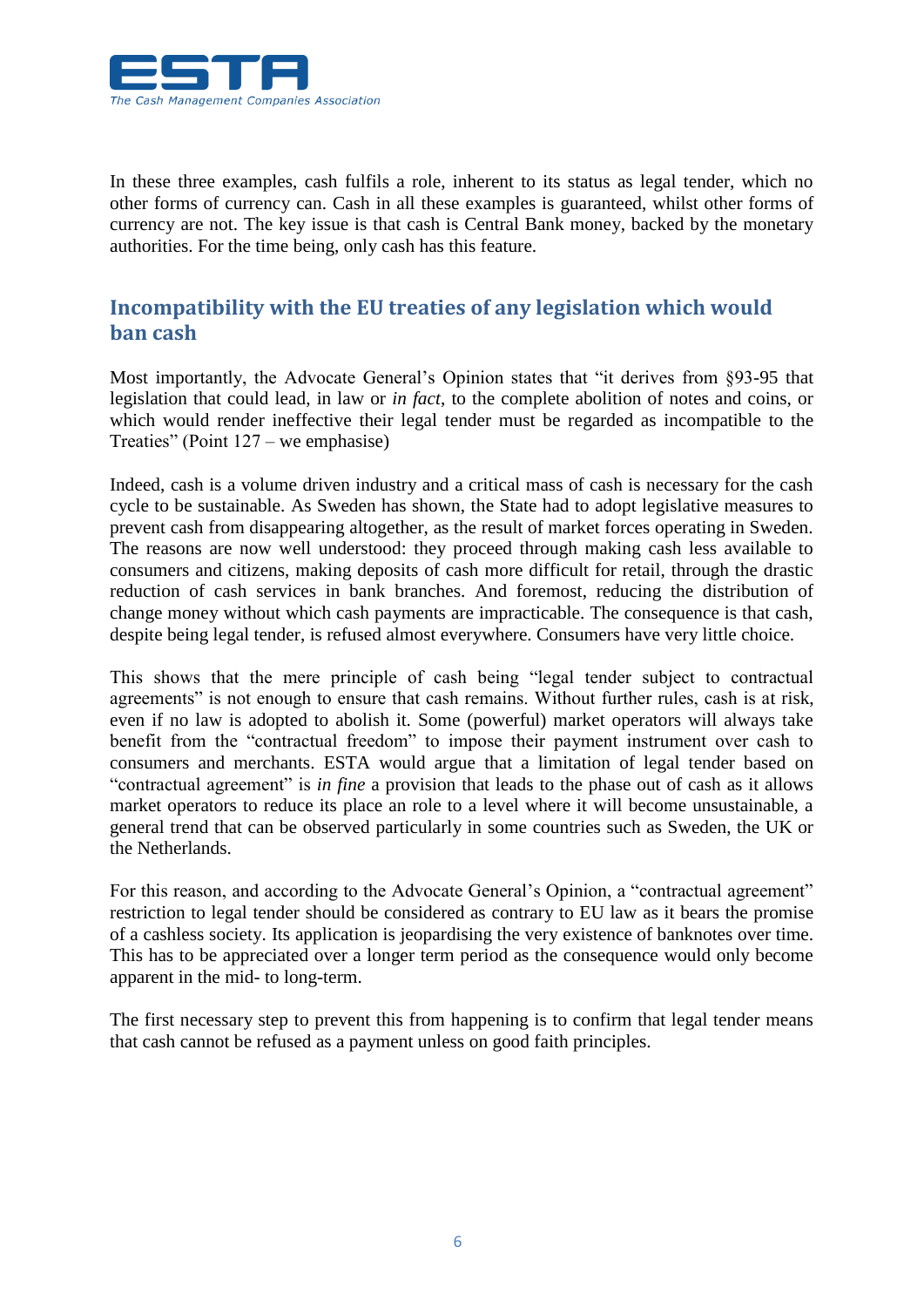In these three examples, cash fulfils a role, inherent to its status as legal tender, which no other forms of currency can. Cash in all these examples is guaranteed, whilst other forms of currency are not. The key issue is that cash is Central Bank money, backed by the monetary authorities. For the time being, only cash has this feature.

## Incompatibility with the EU treaties of any legislation which would ban cash

Most importantly, the Advocate General's Opinion states that "it derives from §93-95 that legislation that could lead, in law or *in fact*, to the complete abolition of notes and coins, or which would render ineffective their legal tender must be regarded as incompatible to the Treaties" (Point 127 – we emphasise)

Indeed, cash is a volume driven industry and a critical mass of cash is necessary for the cash cycle to be sustainable. As Sweden has shown, the State had to adopt legislative measures to prevent cash from disappearing altogether, as the result of market forces operating in Sweden. The reasons are now well understood: they proceed through making cash less available to consumers and citizens, making deposits of cash more difficult for retail, through the drastic reduction of cash services in bank branches. And foremost, reducing the distribution of change money without which cash payments are impracticable. The consequence is that cash, despite being legal tender, is refused almost everywhere. Consumers have very little choice.

This shows that the mere principle of cash being "legal tender subject to contractual agreements" is not enough to ensure that cash remains. Without further rules, cash is at risk, even if no law is adopted to abolish it. Some (powerful) market operators will always take benefit from the "contractual freedom" to impose their payment instrument over cash to consumers and merchants. ESTA would argue that a limitation of legal tender based on "contractual agreement" is *in fine* a provision that leads to the phase out of cash as it allows market operators to reduce its place an role to a level where it will become unsustainable, a general trend that can be observed particularly in some countries such as Sweden, the UK or the Netherlands.

For this reason, and according to the Advocate General's Opinion, a "contractual agreement" restriction to legal tender should be considered as contrary to EU law as it bears the promise of a cashless society. Its application is jeopardising the very existence of banknotes over time. This has to be appreciated over a longer term period as the consequence would only become apparent in the mid- to long-term.

The first necessary step to prevent this from happening is to confirm that legal tender means that cash cannot be refused as a payment unless on good faith principles.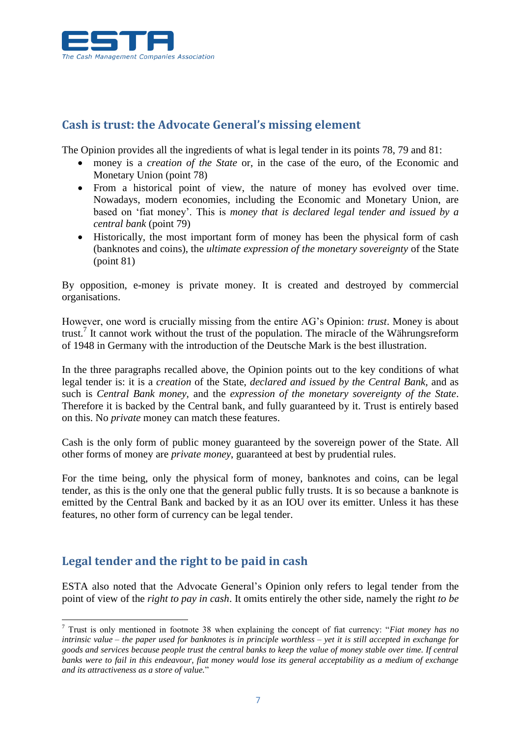## Cash is trust: the Advocate General's missing element

The Opinion provides all the ingredients of what is legal tender in its points 78, 79 and 81:

- money is a *creation of the State* or, in the case of the euro, of the Economic and Monetary Union (point 78)
- From a historical point of view, the nature of money has evolved over time. Nowadays, modern economies, including the Economic and Monetary Union, are based on 'fiat money'. This is *money that is declared legal tender and issued by a central bank* (point 79)
- Historically, the most important form of money has been the physical form of cash (banknotes and coins), the *ultimate expression of the monetary sovereignty* of the State (point 81)

By opposition, e-money is private money. It is created and destroyed by commercial organisations.

However, one word is crucially missing from the entire AG's Opinion: *trust*. Money is about trust.[7] It cannot work without the trust of the population. The miracle of the Währungsreform of 1948 in Germany with the introduction of the Deutsche Mark is the best illustration.

In the three paragraphs recalled above, the Opinion points out to the key conditions of what legal tender is: it is a *creation* of the State, *declared and issued by the Central Bank*, and as such is *Central Bank money*, and the *expression of the monetary sovereignty of the State*. Therefore it is backed by the Central bank, and fully guaranteed by it. Trust is entirely based on this. No *private* money can match these features.

Cash is the only form of public money guaranteed by the sovereign power of the State. All other forms of money are *private money*, guaranteed at best by prudential rules.

For the time being, only the physical form of money, banknotes and coins, can be legal tender, as this is the only one that the general public fully trusts. It is so because a banknote is emitted by the Central Bank and backed by it as an IOU over its emitter. Unless it has these features, no other form of currency can be legal tender.

## Legal tender and the right to be paid in cash

ESTA also noted that the Advocate General's Opinion only refers to legal tender from the point of view of the *right to pay in cash*. It omits entirely the other side, namely the right *to be*

---

[7] Trust is only mentioned in footnote 38 when explaining the concept of fiat currency: "*Fiat money has no intrinsic value – the paper used for banknotes is in principle worthless – yet it is still accepted in exchange for goods and services because people trust the central banks to keep the value of money stable over time. If central banks were to fail in this endeavour, fiat money would lose its general acceptability as a medium of exchange and its attractiveness as a store of value.*"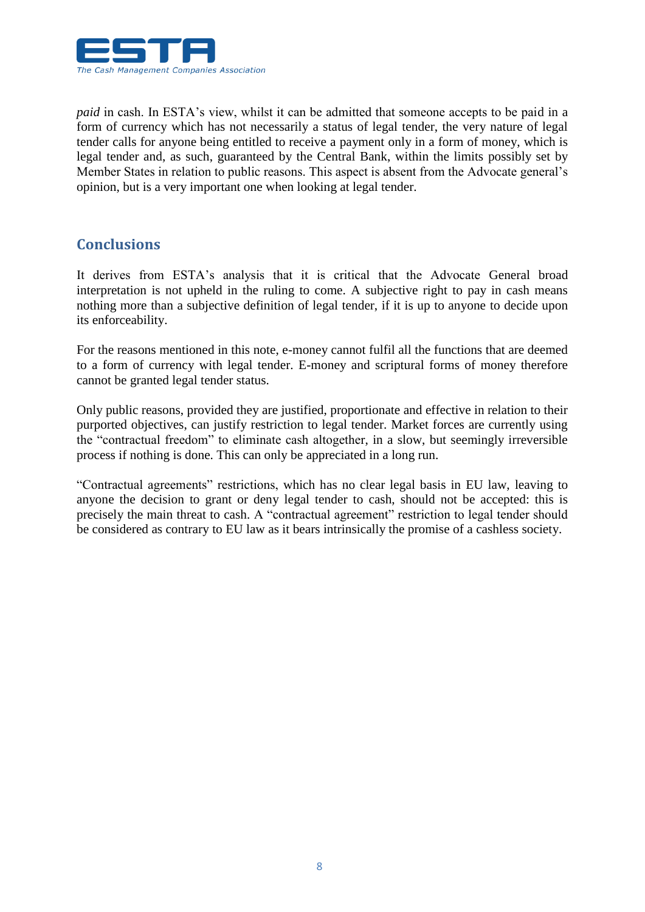*paid* in cash. In ESTA's view, whilst it can be admitted that someone accepts to be paid in a form of currency which has not necessarily a status of legal tender, the very nature of legal tender calls for anyone being entitled to receive a payment only in a form of money, which is legal tender and, as such, guaranteed by the Central Bank, within the limits possibly set by Member States in relation to public reasons. This aspect is absent from the Advocate general's opinion, but is a very important one when looking at legal tender.

## Conclusions

It derives from ESTA's analysis that it is critical that the Advocate General broad interpretation is not upheld in the ruling to come. A subjective right to pay in cash means nothing more than a subjective definition of legal tender, if it is up to anyone to decide upon its enforceability.

For the reasons mentioned in this note, e-money cannot fulfil all the functions that are deemed to a form of currency with legal tender. E-money and scriptural forms of money therefore cannot be granted legal tender status.

Only public reasons, provided they are justified, proportionate and effective in relation to their purported objectives, can justify restriction to legal tender. Market forces are currently using the "contractual freedom" to eliminate cash altogether, in a slow, but seemingly irreversible process if nothing is done. This can only be appreciated in a long run.

"Contractual agreements" restrictions, which has no clear legal basis in EU law, leaving to anyone the decision to grant or deny legal tender to cash, should not be accepted: this is precisely the main threat to cash. A "contractual agreement" restriction to legal tender should be considered as contrary to EU law as it bears intrinsically the promise of a cashless society.